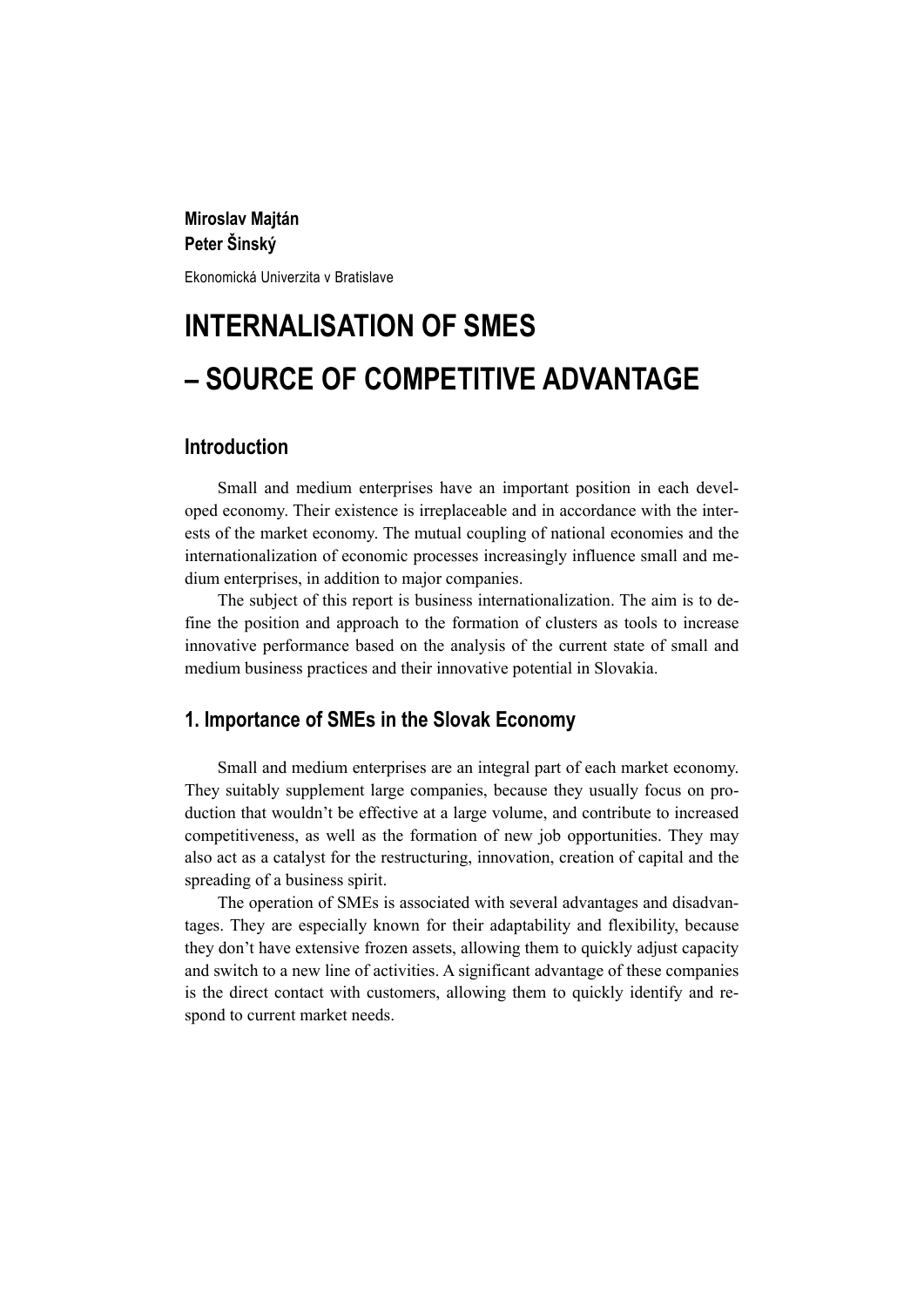**Miroslav Majtán**
**Peter Šinský**

Ekonomická Univerzita v Bratislave

# INTERNALISATION OF SMES – SOURCE OF COMPETITIVE ADVANTAGE

## Introduction

Small and medium enterprises have an important position in each developed economy. Their existence is irreplaceable and in accordance with the interests of the market economy. The mutual coupling of national economies and the internationalization of economic processes increasingly influence small and medium enterprises, in addition to major companies.

The subject of this report is business internationalization. The aim is to define the position and approach to the formation of clusters as tools to increase innovative performance based on the analysis of the current state of small and medium business practices and their innovative potential in Slovakia.

## 1. Importance of SMEs in the Slovak Economy

Small and medium enterprises are an integral part of each market economy. They suitably supplement large companies, because they usually focus on production that wouldn't be effective at a large volume, and contribute to increased competitiveness, as well as the formation of new job opportunities. They may also act as a catalyst for the restructuring, innovation, creation of capital and the spreading of a business spirit.

The operation of SMEs is associated with several advantages and disadvantages. They are especially known for their adaptability and flexibility, because they don't have extensive frozen assets, allowing them to quickly adjust capacity and switch to a new line of activities. A significant advantage of these companies is the direct contact with customers, allowing them to quickly identify and respond to current market needs.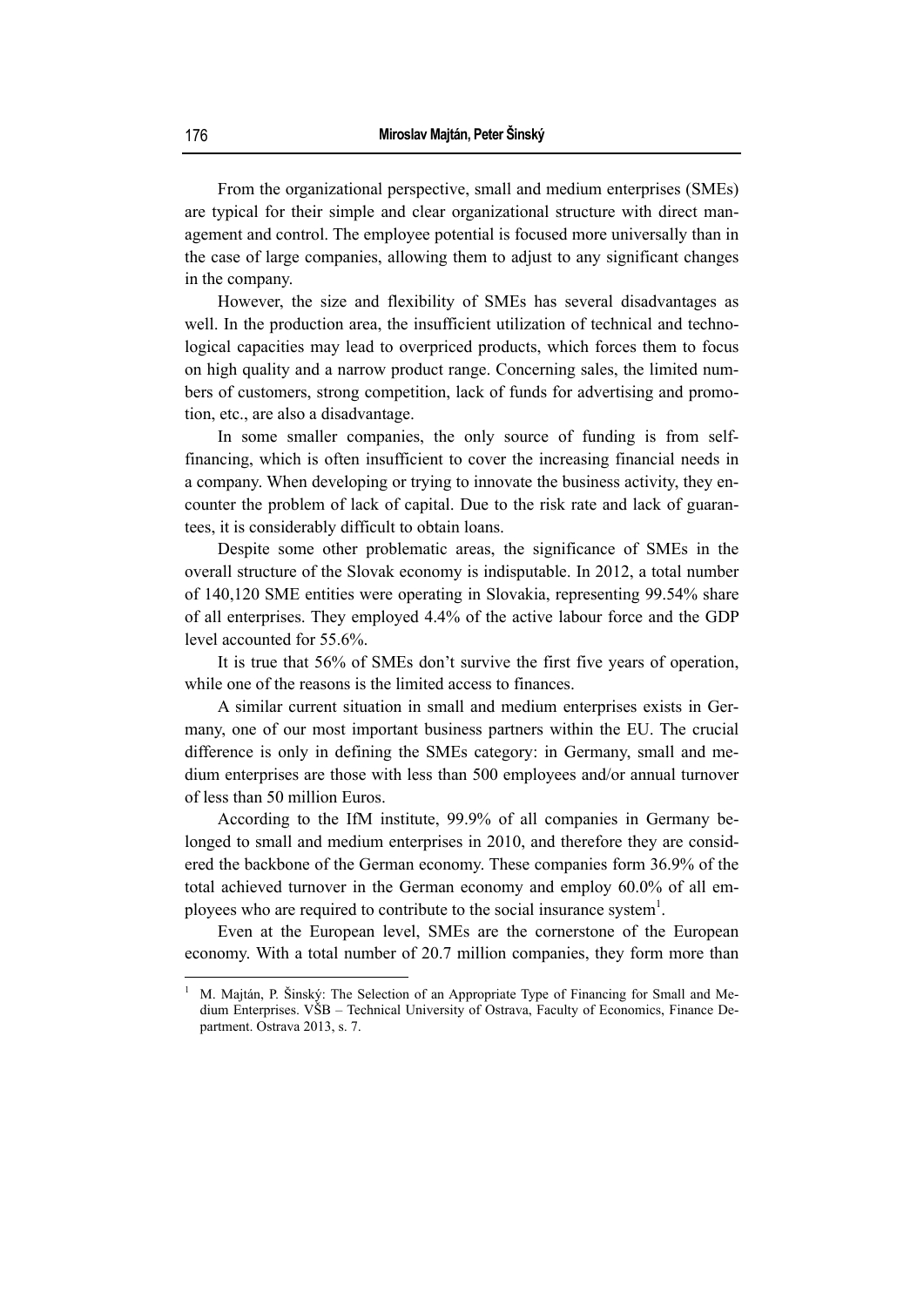From the organizational perspective, small and medium enterprises (SMEs) are typical for their simple and clear organizational structure with direct management and control. The employee potential is focused more universally than in the case of large companies, allowing them to adjust to any significant changes in the company.

However, the size and flexibility of SMEs has several disadvantages as well. In the production area, the insufficient utilization of technical and technological capacities may lead to overpriced products, which forces them to focus on high quality and a narrow product range. Concerning sales, the limited numbers of customers, strong competition, lack of funds for advertising and promotion, etc., are also a disadvantage.

In some smaller companies, the only source of funding is from self-financing, which is often insufficient to cover the increasing financial needs in a company. When developing or trying to innovate the business activity, they encounter the problem of lack of capital. Due to the risk rate and lack of guarantees, it is considerably difficult to obtain loans.

Despite some other problematic areas, the significance of SMEs in the overall structure of the Slovak economy is indisputable. In 2012, a total number of 140,120 SME entities were operating in Slovakia, representing 99.54% share of all enterprises. They employed 4.4% of the active labour force and the GDP level accounted for 55.6%.

It is true that 56% of SMEs don't survive the first five years of operation, while one of the reasons is the limited access to finances.

A similar current situation in small and medium enterprises exists in Germany, one of our most important business partners within the EU. The crucial difference is only in defining the SMEs category: in Germany, small and medium enterprises are those with less than 500 employees and/or annual turnover of less than 50 million Euros.

According to the IfM institute, 99.9% of all companies in Germany belonged to small and medium enterprises in 2010, and therefore they are considered the backbone of the German economy. These companies form 36.9% of the total achieved turnover in the German economy and employ 60.0% of all employees who are required to contribute to the social insurance system[1].

Even at the European level, SMEs are the cornerstone of the European economy. With a total number of 20.7 million companies, they form more than

---

[1] M. Majtán, P. Šinský: The Selection of an Appropriate Type of Financing for Small and Medium Enterprises. VŠB – Technical University of Ostrava, Faculty of Economics, Finance Department. Ostrava 2013, s. 7.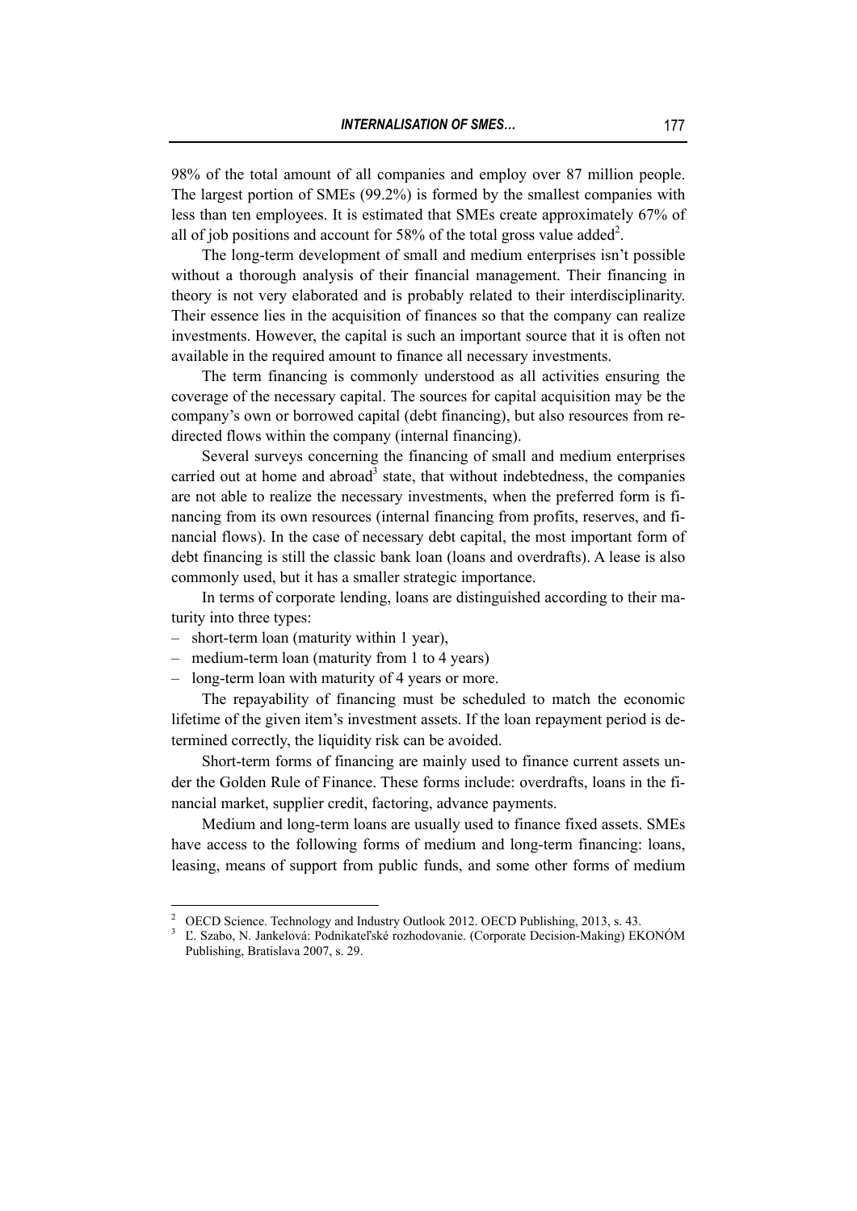98% of the total amount of all companies and employ over 87 million people. The largest portion of SMEs (99.2%) is formed by the smallest companies with less than ten employees. It is estimated that SMEs create approximately 67% of all of job positions and account for 58% of the total gross value added[2].

The long-term development of small and medium enterprises isn't possible without a thorough analysis of their financial management. Their financing in theory is not very elaborated and is probably related to their interdisciplinarity. Their essence lies in the acquisition of finances so that the company can realize investments. However, the capital is such an important source that it is often not available in the required amount to finance all necessary investments.

The term financing is commonly understood as all activities ensuring the coverage of the necessary capital. The sources for capital acquisition may be the company's own or borrowed capital (debt financing), but also resources from redirected flows within the company (internal financing).

Several surveys concerning the financing of small and medium enterprises carried out at home and abroad[3] state, that without indebtedness, the companies are not able to realize the necessary investments, when the preferred form is financing from its own resources (internal financing from profits, reserves, and financial flows). In the case of necessary debt capital, the most important form of debt financing is still the classic bank loan (loans and overdrafts). A lease is also commonly used, but it has a smaller strategic importance.

In terms of corporate lending, loans are distinguished according to their maturity into three types:

- short-term loan (maturity within 1 year),
- medium-term loan (maturity from 1 to 4 years)
- long-term loan with maturity of 4 years or more.

The repayability of financing must be scheduled to match the economic lifetime of the given item's investment assets. If the loan repayment period is determined correctly, the liquidity risk can be avoided.

Short-term forms of financing are mainly used to finance current assets under the Golden Rule of Finance. These forms include: overdrafts, loans in the financial market, supplier credit, factoring, advance payments.

Medium and long-term loans are usually used to finance fixed assets. SMEs have access to the following forms of medium and long-term financing: loans, leasing, means of support from public funds, and some other forms of medium

[2] OECD Science. Technology and Industry Outlook 2012. OECD Publishing, 2013, s. 43.

[3] Ľ. Szabo, N. Jankelová: Podnikateľské rozhodovanie. (Corporate Decision-Making) EKONÓM Publishing, Bratislava 2007, s. 29.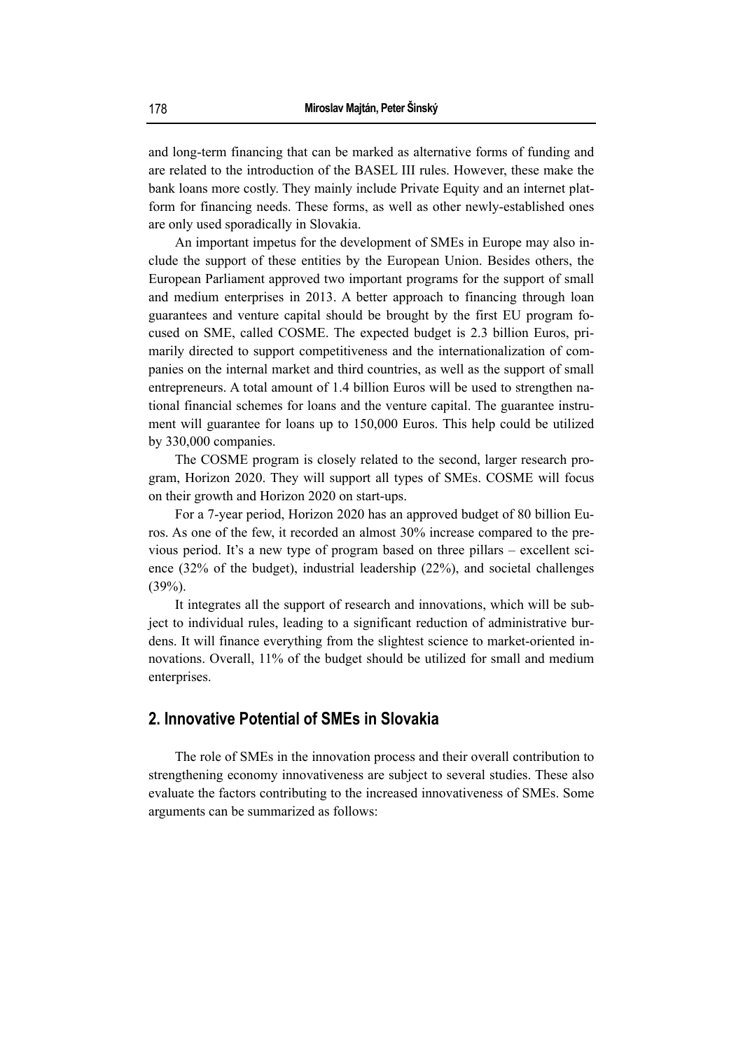and long-term financing that can be marked as alternative forms of funding and are related to the introduction of the BASEL III rules. However, these make the bank loans more costly. They mainly include Private Equity and an internet platform for financing needs. These forms, as well as other newly-established ones are only used sporadically in Slovakia.

An important impetus for the development of SMEs in Europe may also include the support of these entities by the European Union. Besides others, the European Parliament approved two important programs for the support of small and medium enterprises in 2013. A better approach to financing through loan guarantees and venture capital should be brought by the first EU program focused on SME, called COSME. The expected budget is 2.3 billion Euros, primarily directed to support competitiveness and the internationalization of companies on the internal market and third countries, as well as the support of small entrepreneurs. A total amount of 1.4 billion Euros will be used to strengthen national financial schemes for loans and the venture capital. The guarantee instrument will guarantee for loans up to 150,000 Euros. This help could be utilized by 330,000 companies.

The COSME program is closely related to the second, larger research program, Horizon 2020. They will support all types of SMEs. COSME will focus on their growth and Horizon 2020 on start-ups.

For a 7-year period, Horizon 2020 has an approved budget of 80 billion Euros. As one of the few, it recorded an almost 30% increase compared to the previous period. It's a new type of program based on three pillars – excellent science (32% of the budget), industrial leadership (22%), and societal challenges (39%).

It integrates all the support of research and innovations, which will be subject to individual rules, leading to a significant reduction of administrative burdens. It will finance everything from the slightest science to market-oriented innovations. Overall, 11% of the budget should be utilized for small and medium enterprises.

## 2. Innovative Potential of SMEs in Slovakia

The role of SMEs in the innovation process and their overall contribution to strengthening economy innovativeness are subject to several studies. These also evaluate the factors contributing to the increased innovativeness of SMEs. Some arguments can be summarized as follows: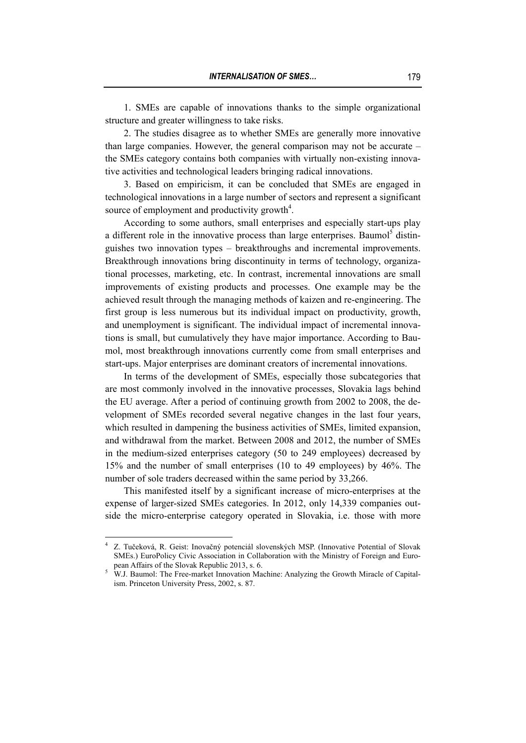1. SMEs are capable of innovations thanks to the simple organizational structure and greater willingness to take risks.

2. The studies disagree as to whether SMEs are generally more innovative than large companies. However, the general comparison may not be accurate – the SMEs category contains both companies with virtually non-existing innovative activities and technological leaders bringing radical innovations.

3. Based on empiricism, it can be concluded that SMEs are engaged in technological innovations in a large number of sectors and represent a significant source of employment and productivity growth[4].

According to some authors, small enterprises and especially start-ups play a different role in the innovative process than large enterprises. Baumol[5] distinguishes two innovation types – breakthroughs and incremental improvements. Breakthrough innovations bring discontinuity in terms of technology, organizational processes, marketing, etc. In contrast, incremental innovations are small improvements of existing products and processes. One example may be the achieved result through the managing methods of kaizen and re-engineering. The first group is less numerous but its individual impact on productivity, growth, and unemployment is significant. The individual impact of incremental innovations is small, but cumulatively they have major importance. According to Baumol, most breakthrough innovations currently come from small enterprises and start-ups. Major enterprises are dominant creators of incremental innovations.

In terms of the development of SMEs, especially those subcategories that are most commonly involved in the innovative processes, Slovakia lags behind the EU average. After a period of continuing growth from 2002 to 2008, the development of SMEs recorded several negative changes in the last four years, which resulted in dampening the business activities of SMEs, limited expansion, and withdrawal from the market. Between 2008 and 2012, the number of SMEs in the medium-sized enterprises category (50 to 249 employees) decreased by 15% and the number of small enterprises (10 to 49 employees) by 46%. The number of sole traders decreased within the same period by 33,266.

This manifested itself by a significant increase of micro-enterprises at the expense of larger-sized SMEs categories. In 2012, only 14,339 companies outside the micro-enterprise category operated in Slovakia, i.e. those with more

---

[4] Z. Tučeková, R. Geist: Inovačný potenciál slovenských MSP. (Innovative Potential of Slovak SMEs.) EuroPolicy Civic Association in Collaboration with the Ministry of Foreign and European Affairs of the Slovak Republic 2013, s. 6.

[5] W.J. Baumol: The Free-market Innovation Machine: Analyzing the Growth Miracle of Capitalism. Princeton University Press, 2002, s. 87.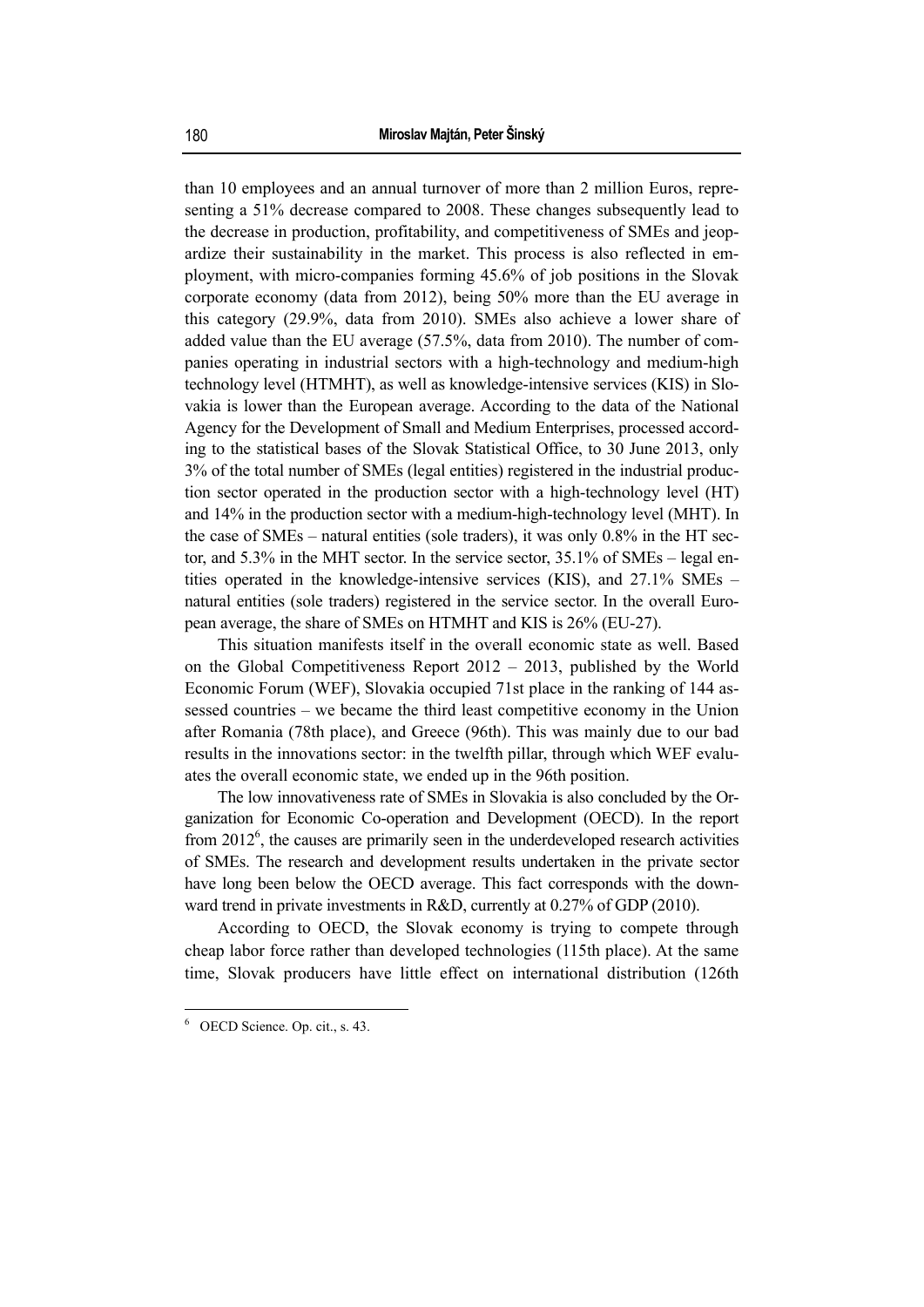than 10 employees and an annual turnover of more than 2 million Euros, representing a 51% decrease compared to 2008. These changes subsequently lead to the decrease in production, profitability, and competitiveness of SMEs and jeopardize their sustainability in the market. This process is also reflected in employment, with micro-companies forming 45.6% of job positions in the Slovak corporate economy (data from 2012), being 50% more than the EU average in this category (29.9%, data from 2010). SMEs also achieve a lower share of added value than the EU average (57.5%, data from 2010). The number of companies operating in industrial sectors with a high-technology and medium-high technology level (HTMHT), as well as knowledge-intensive services (KIS) in Slovakia is lower than the European average. According to the data of the National Agency for the Development of Small and Medium Enterprises, processed according to the statistical bases of the Slovak Statistical Office, to 30 June 2013, only 3% of the total number of SMEs (legal entities) registered in the industrial production sector operated in the production sector with a high-technology level (HT) and 14% in the production sector with a medium-high-technology level (MHT). In the case of SMEs – natural entities (sole traders), it was only 0.8% in the HT sector, and 5.3% in the MHT sector. In the service sector, 35.1% of SMEs – legal entities operated in the knowledge-intensive services (KIS), and 27.1% SMEs – natural entities (sole traders) registered in the service sector. In the overall European average, the share of SMEs on HTMHT and KIS is 26% (EU-27).

This situation manifests itself in the overall economic state as well. Based on the Global Competitiveness Report 2012 – 2013, published by the World Economic Forum (WEF), Slovakia occupied 71st place in the ranking of 144 assessed countries – we became the third least competitive economy in the Union after Romania (78th place), and Greece (96th). This was mainly due to our bad results in the innovations sector: in the twelfth pillar, through which WEF evaluates the overall economic state, we ended up in the 96th position.

The low innovativeness rate of SMEs in Slovakia is also concluded by the Organization for Economic Co-operation and Development (OECD). In the report from 2012[6], the causes are primarily seen in the underdeveloped research activities of SMEs. The research and development results undertaken in the private sector have long been below the OECD average. This fact corresponds with the downward trend in private investments in R&D, currently at 0.27% of GDP (2010).

According to OECD, the Slovak economy is trying to compete through cheap labor force rather than developed technologies (115th place). At the same time, Slovak producers have little effect on international distribution (126th

[6] OECD Science. Op. cit., s. 43.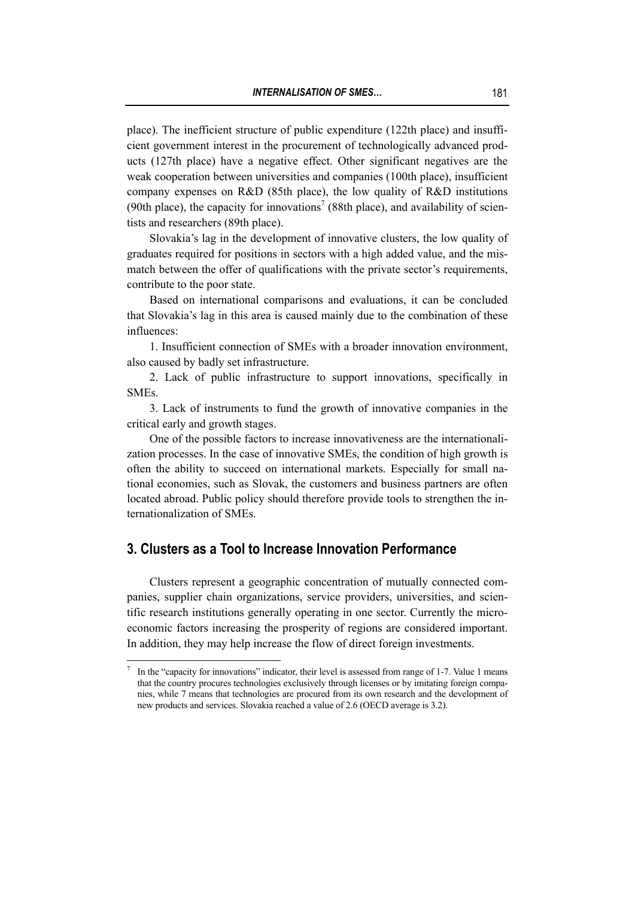place). The inefficient structure of public expenditure (122th place) and insufficient government interest in the procurement of technologically advanced products (127th place) have a negative effect. Other significant negatives are the weak cooperation between universities and companies (100th place), insufficient company expenses on R&D (85th place), the low quality of R&D institutions (90th place), the capacity for innovations[7] (88th place), and availability of scientists and researchers (89th place).

Slovakia's lag in the development of innovative clusters, the low quality of graduates required for positions in sectors with a high added value, and the mismatch between the offer of qualifications with the private sector's requirements, contribute to the poor state.

Based on international comparisons and evaluations, it can be concluded that Slovakia's lag in this area is caused mainly due to the combination of these influences:

1. Insufficient connection of SMEs with a broader innovation environment, also caused by badly set infrastructure.

2. Lack of public infrastructure to support innovations, specifically in SMEs.

3. Lack of instruments to fund the growth of innovative companies in the critical early and growth stages.

One of the possible factors to increase innovativeness are the internationalization processes. In the case of innovative SMEs, the condition of high growth is often the ability to succeed on international markets. Especially for small national economies, such as Slovak, the customers and business partners are often located abroad. Public policy should therefore provide tools to strengthen the internationalization of SMEs.

## 3. Clusters as a Tool to Increase Innovation Performance

Clusters represent a geographic concentration of mutually connected companies, supplier chain organizations, service providers, universities, and scientific research institutions generally operating in one sector. Currently the microeconomic factors increasing the prosperity of regions are considered important. In addition, they may help increase the flow of direct foreign investments.

[7] In the "capacity for innovations" indicator, their level is assessed from range of 1-7. Value 1 means that the country procures technologies exclusively through licenses or by imitating foreign companies, while 7 means that technologies are procured from its own research and the development of new products and services. Slovakia reached a value of 2.6 (OECD average is 3.2).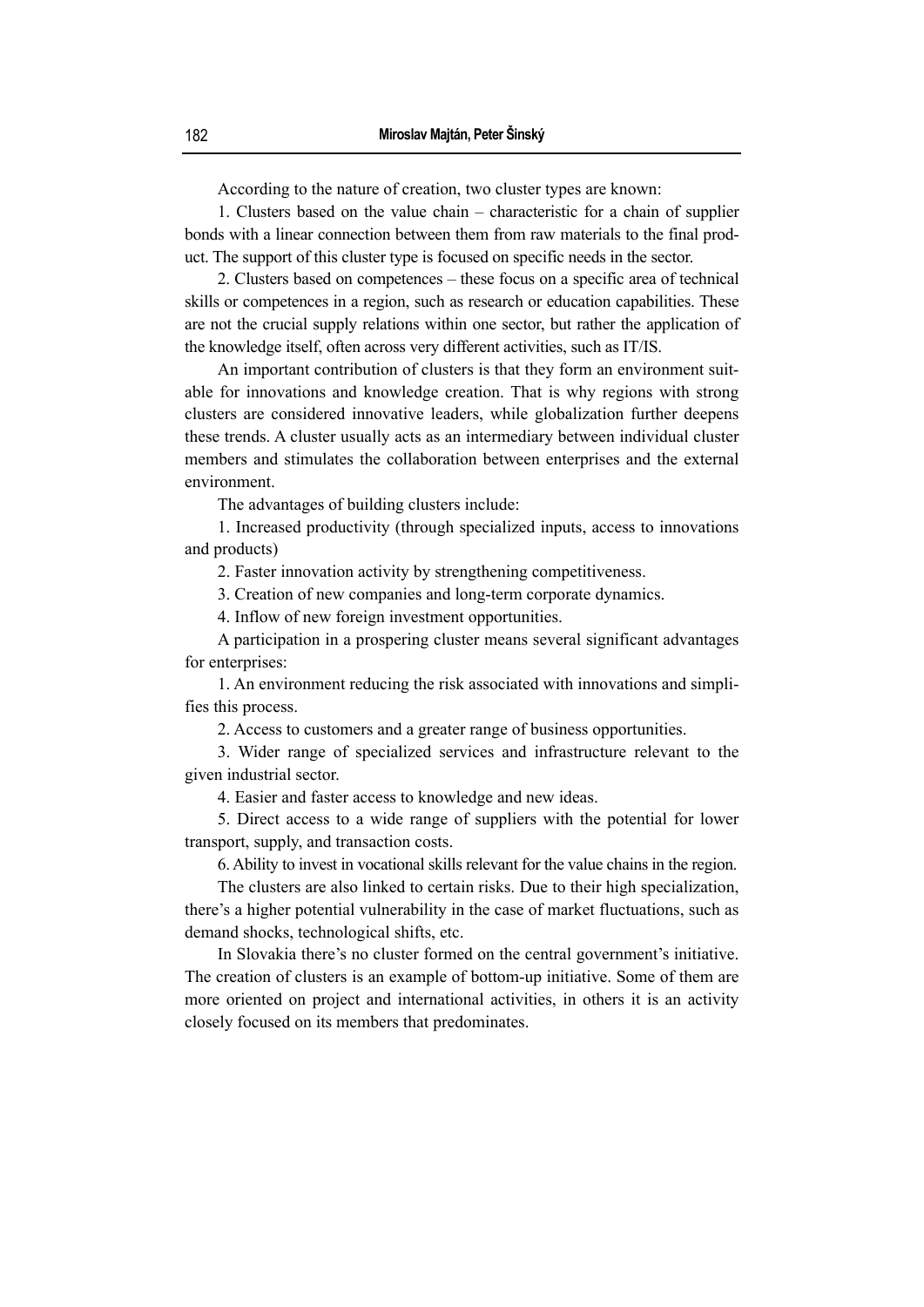According to the nature of creation, two cluster types are known:

1. Clusters based on the value chain – characteristic for a chain of supplier bonds with a linear connection between them from raw materials to the final product. The support of this cluster type is focused on specific needs in the sector.

2. Clusters based on competences – these focus on a specific area of technical skills or competences in a region, such as research or education capabilities. These are not the crucial supply relations within one sector, but rather the application of the knowledge itself, often across very different activities, such as IT/IS.

An important contribution of clusters is that they form an environment suitable for innovations and knowledge creation. That is why regions with strong clusters are considered innovative leaders, while globalization further deepens these trends. A cluster usually acts as an intermediary between individual cluster members and stimulates the collaboration between enterprises and the external environment.

The advantages of building clusters include:

1. Increased productivity (through specialized inputs, access to innovations and products)

2. Faster innovation activity by strengthening competitiveness.

3. Creation of new companies and long-term corporate dynamics.

4. Inflow of new foreign investment opportunities.

A participation in a prospering cluster means several significant advantages for enterprises:

1. An environment reducing the risk associated with innovations and simplifies this process.

2. Access to customers and a greater range of business opportunities.

3. Wider range of specialized services and infrastructure relevant to the given industrial sector.

4. Easier and faster access to knowledge and new ideas.

5. Direct access to a wide range of suppliers with the potential for lower transport, supply, and transaction costs.

6. Ability to invest in vocational skills relevant for the value chains in the region.

The clusters are also linked to certain risks. Due to their high specialization, there's a higher potential vulnerability in the case of market fluctuations, such as demand shocks, technological shifts, etc.

In Slovakia there's no cluster formed on the central government's initiative. The creation of clusters is an example of bottom-up initiative. Some of them are more oriented on project and international activities, in others it is an activity closely focused on its members that predominates.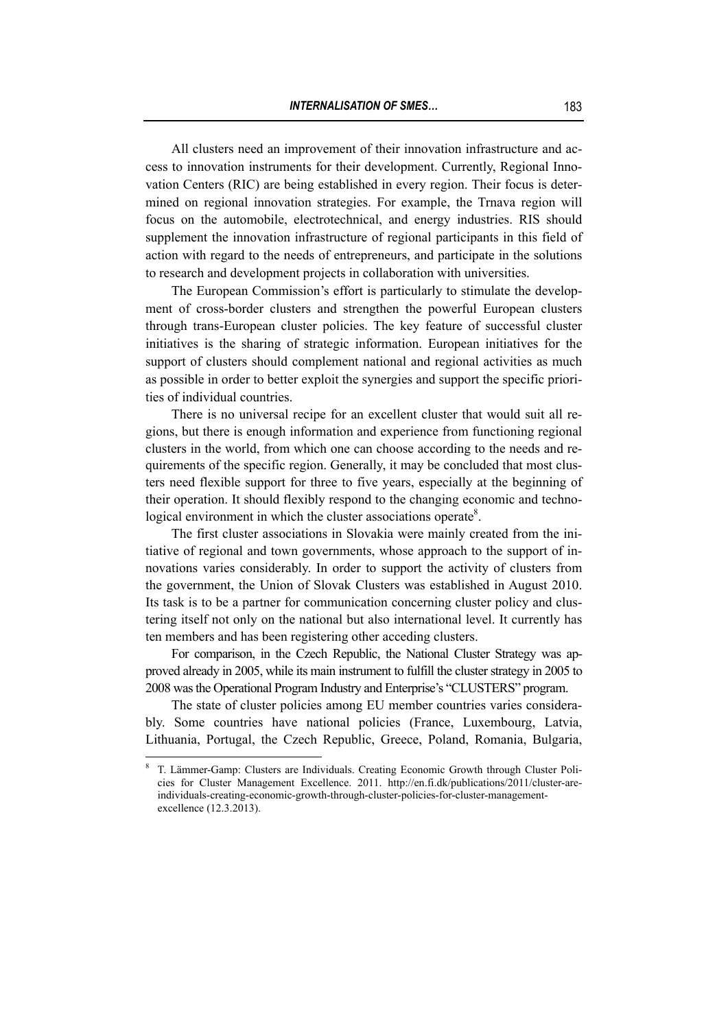All clusters need an improvement of their innovation infrastructure and access to innovation instruments for their development. Currently, Regional Innovation Centers (RIC) are being established in every region. Their focus is determined on regional innovation strategies. For example, the Trnava region will focus on the automobile, electrotechnical, and energy industries. RIS should supplement the innovation infrastructure of regional participants in this field of action with regard to the needs of entrepreneurs, and participate in the solutions to research and development projects in collaboration with universities.

The European Commission's effort is particularly to stimulate the development of cross-border clusters and strengthen the powerful European clusters through trans-European cluster policies. The key feature of successful cluster initiatives is the sharing of strategic information. European initiatives for the support of clusters should complement national and regional activities as much as possible in order to better exploit the synergies and support the specific priorities of individual countries.

There is no universal recipe for an excellent cluster that would suit all regions, but there is enough information and experience from functioning regional clusters in the world, from which one can choose according to the needs and requirements of the specific region. Generally, it may be concluded that most clusters need flexible support for three to five years, especially at the beginning of their operation. It should flexibly respond to the changing economic and technological environment in which the cluster associations operate[8].

The first cluster associations in Slovakia were mainly created from the initiative of regional and town governments, whose approach to the support of innovations varies considerably. In order to support the activity of clusters from the government, the Union of Slovak Clusters was established in August 2010. Its task is to be a partner for communication concerning cluster policy and clustering itself not only on the national but also international level. It currently has ten members and has been registering other acceding clusters.

For comparison, in the Czech Republic, the National Cluster Strategy was approved already in 2005, while its main instrument to fulfill the cluster strategy in 2005 to 2008 was the Operational Program Industry and Enterprise's "CLUSTERS" program.

The state of cluster policies among EU member countries varies considerably. Some countries have national policies (France, Luxembourg, Latvia, Lithuania, Portugal, the Czech Republic, Greece, Poland, Romania, Bulgaria,

---

[8] T. Lämmer-Gamp: Clusters are Individuals. Creating Economic Growth through Cluster Policies for Cluster Management Excellence. 2011. http://en.fi.dk/publications/2011/cluster-are-individuals-creating-economic-growth-through-cluster-policies-for-cluster-management-excellence (12.3.2013).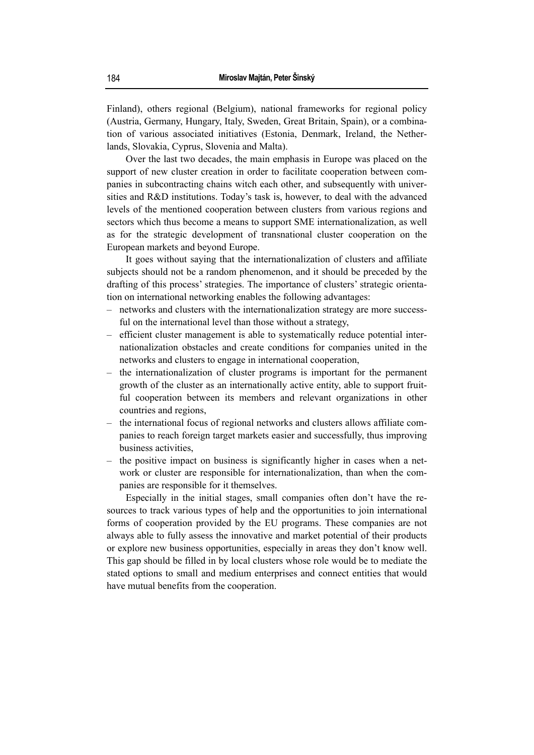Finland), others regional (Belgium), national frameworks for regional policy (Austria, Germany, Hungary, Italy, Sweden, Great Britain, Spain), or a combination of various associated initiatives (Estonia, Denmark, Ireland, the Netherlands, Slovakia, Cyprus, Slovenia and Malta).

Over the last two decades, the main emphasis in Europe was placed on the support of new cluster creation in order to facilitate cooperation between companies in subcontracting chains witch each other, and subsequently with universities and R&D institutions. Today's task is, however, to deal with the advanced levels of the mentioned cooperation between clusters from various regions and sectors which thus become a means to support SME internationalization, as well as for the strategic development of transnational cluster cooperation on the European markets and beyond Europe.

It goes without saying that the internationalization of clusters and affiliate subjects should not be a random phenomenon, and it should be preceded by the drafting of this process' strategies. The importance of clusters' strategic orientation on international networking enables the following advantages:

- networks and clusters with the internationalization strategy are more successful on the international level than those without a strategy,
- efficient cluster management is able to systematically reduce potential internationalization obstacles and create conditions for companies united in the networks and clusters to engage in international cooperation,
- the internationalization of cluster programs is important for the permanent growth of the cluster as an internationally active entity, able to support fruitful cooperation between its members and relevant organizations in other countries and regions,
- the international focus of regional networks and clusters allows affiliate companies to reach foreign target markets easier and successfully, thus improving business activities,
- the positive impact on business is significantly higher in cases when a network or cluster are responsible for internationalization, than when the companies are responsible for it themselves.

Especially in the initial stages, small companies often don't have the resources to track various types of help and the opportunities to join international forms of cooperation provided by the EU programs. These companies are not always able to fully assess the innovative and market potential of their products or explore new business opportunities, especially in areas they don't know well. This gap should be filled in by local clusters whose role would be to mediate the stated options to small and medium enterprises and connect entities that would have mutual benefits from the cooperation.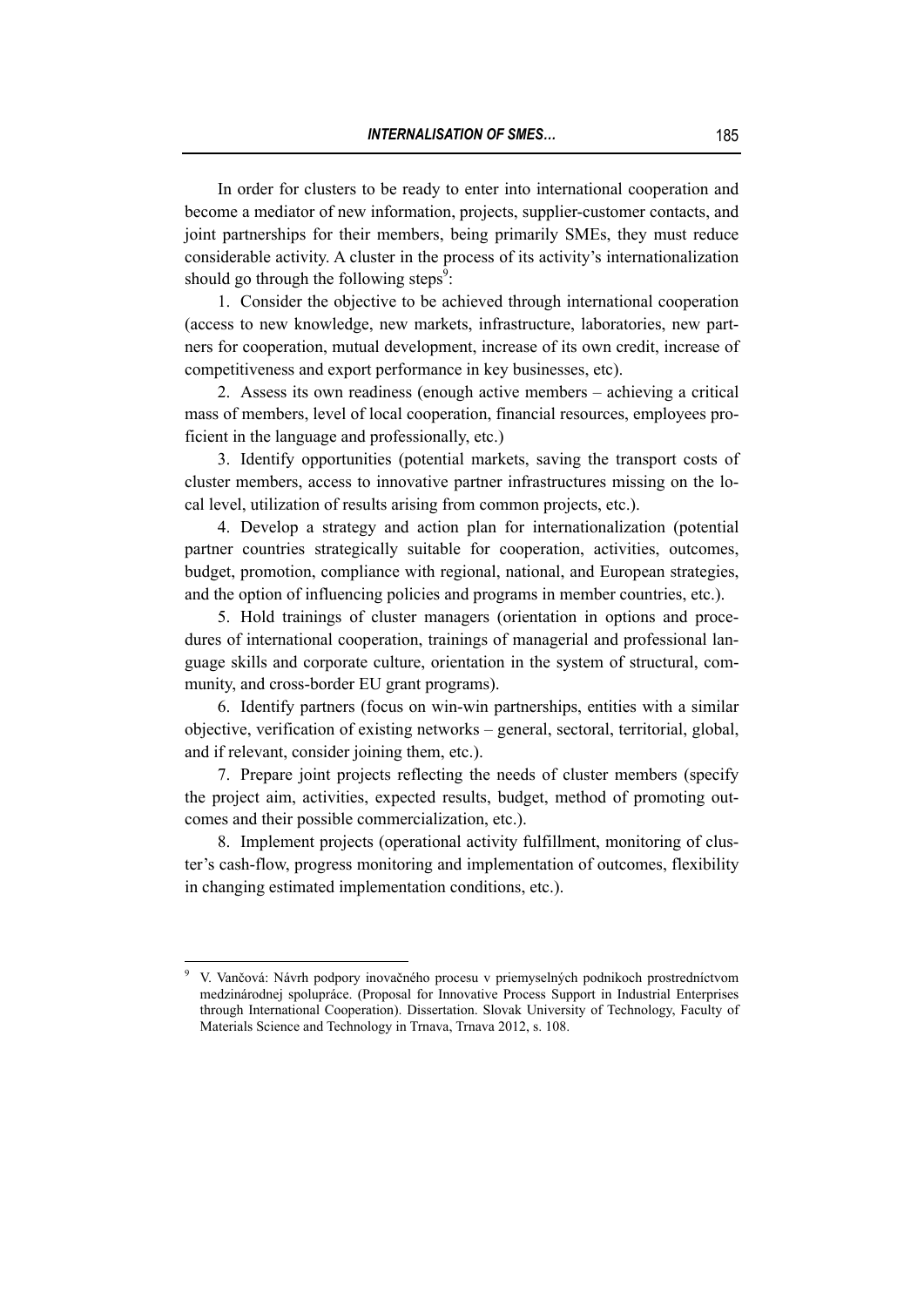In order for clusters to be ready to enter into international cooperation and become a mediator of new information, projects, supplier-customer contacts, and joint partnerships for their members, being primarily SMEs, they must reduce considerable activity. A cluster in the process of its activity's internationalization should go through the following steps[9]:

1. Consider the objective to be achieved through international cooperation (access to new knowledge, new markets, infrastructure, laboratories, new partners for cooperation, mutual development, increase of its own credit, increase of competitiveness and export performance in key businesses, etc).

2. Assess its own readiness (enough active members – achieving a critical mass of members, level of local cooperation, financial resources, employees proficient in the language and professionally, etc.)

3. Identify opportunities (potential markets, saving the transport costs of cluster members, access to innovative partner infrastructures missing on the local level, utilization of results arising from common projects, etc.).

4. Develop a strategy and action plan for internationalization (potential partner countries strategically suitable for cooperation, activities, outcomes, budget, promotion, compliance with regional, national, and European strategies, and the option of influencing policies and programs in member countries, etc.).

5. Hold trainings of cluster managers (orientation in options and procedures of international cooperation, trainings of managerial and professional language skills and corporate culture, orientation in the system of structural, community, and cross-border EU grant programs).

6. Identify partners (focus on win-win partnerships, entities with a similar objective, verification of existing networks – general, sectoral, territorial, global, and if relevant, consider joining them, etc.).

7. Prepare joint projects reflecting the needs of cluster members (specify the project aim, activities, expected results, budget, method of promoting outcomes and their possible commercialization, etc.).

8. Implement projects (operational activity fulfillment, monitoring of cluster's cash-flow, progress monitoring and implementation of outcomes, flexibility in changing estimated implementation conditions, etc.).

---

[9] V. Vančová: Návrh podpory inovačného procesu v priemyselných podnikoch prostredníctvom medzinárodnej spolupráce. (Proposal for Innovative Process Support in Industrial Enterprises through International Cooperation). Dissertation. Slovak University of Technology, Faculty of Materials Science and Technology in Trnava, Trnava 2012, s. 108.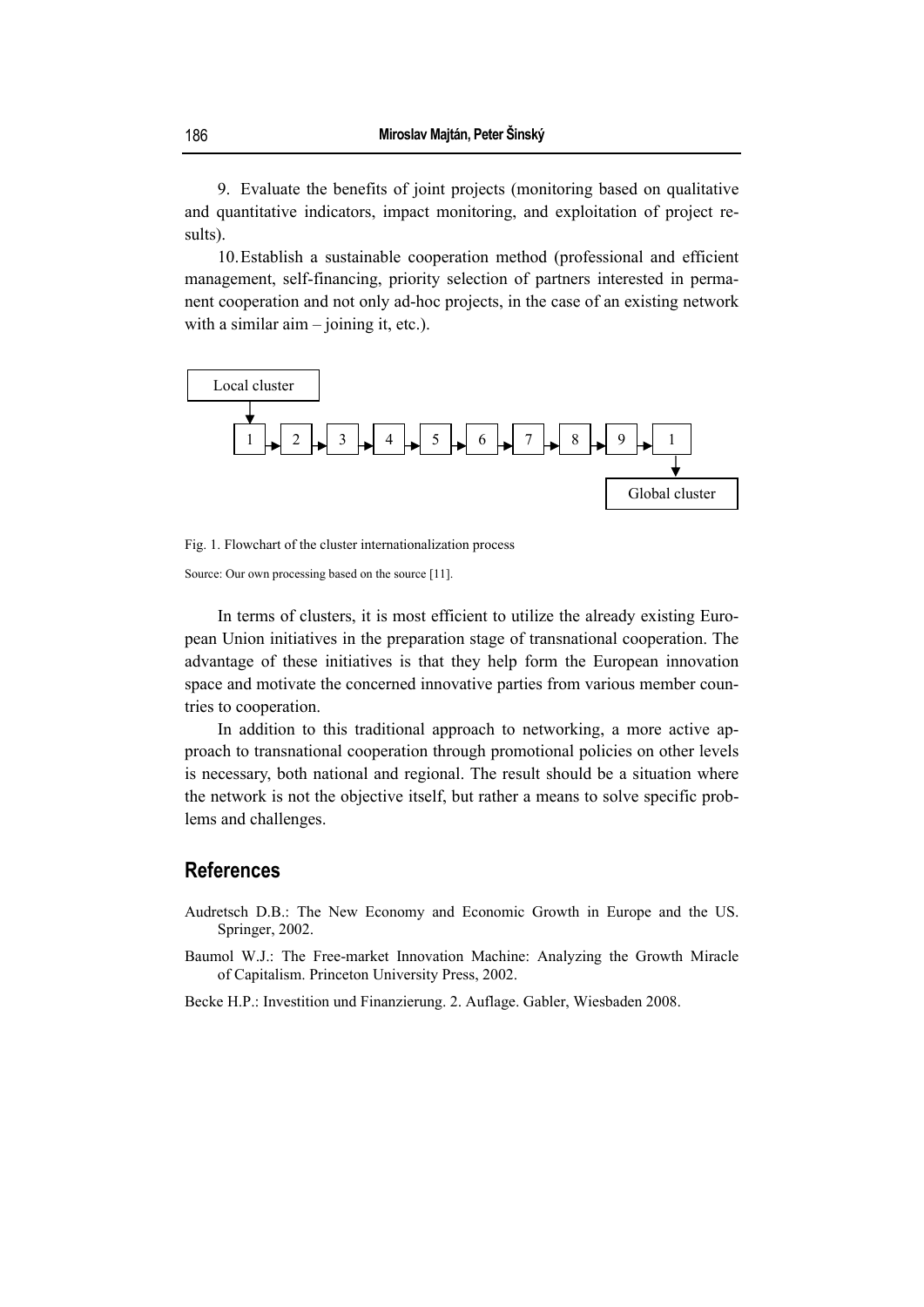9. Evaluate the benefits of joint projects (monitoring based on qualitative and quantitative indicators, impact monitoring, and exploitation of project results).

10. Establish a sustainable cooperation method (professional and efficient management, self-financing, priority selection of partners interested in permanent cooperation and not only ad-hoc projects, in the case of an existing network with a similar aim – joining it, etc.).

```
Local cluster
  ↓
  1 → 2 → 3 → 4 → 5 → 6 → 7 → 8 → 9 → 1
                                        ↓
                                  Global cluster
```

Fig. 1. Flowchart of the cluster internationalization process

Source: Our own processing based on the source [11].

In terms of clusters, it is most efficient to utilize the already existing European Union initiatives in the preparation stage of transnational cooperation. The advantage of these initiatives is that they help form the European innovation space and motivate the concerned innovative parties from various member countries to cooperation.

In addition to this traditional approach to networking, a more active approach to transnational cooperation through promotional policies on other levels is necessary, both national and regional. The result should be a situation where the network is not the objective itself, but rather a means to solve specific problems and challenges.

## References

Audretsch D.B.: The New Economy and Economic Growth in Europe and the US. Springer, 2002.

Baumol W.J.: The Free-market Innovation Machine: Analyzing the Growth Miracle of Capitalism. Princeton University Press, 2002.

Becke H.P.: Investition und Finanzierung. 2. Auflage. Gabler, Wiesbaden 2008.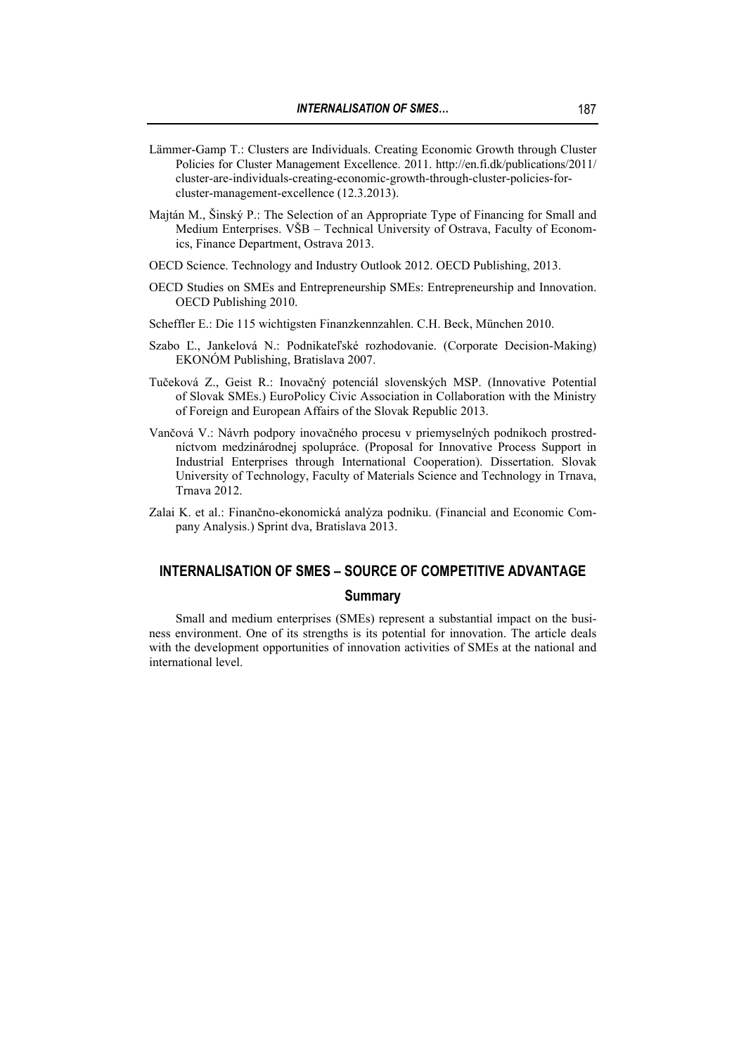Lämmer-Gamp T.: Clusters are Individuals. Creating Economic Growth through Cluster Policies for Cluster Management Excellence. 2011. http://en.fi.dk/publications/2011/cluster-are-individuals-creating-economic-growth-through-cluster-policies-for-cluster-management-excellence (12.3.2013).

Majtán M., Šinský P.: The Selection of an Appropriate Type of Financing for Small and Medium Enterprises. VŠB – Technical University of Ostrava, Faculty of Economics, Finance Department, Ostrava 2013.

OECD Science. Technology and Industry Outlook 2012. OECD Publishing, 2013.

OECD Studies on SMEs and Entrepreneurship SMEs: Entrepreneurship and Innovation. OECD Publishing 2010.

Scheffler E.: Die 115 wichtigsten Finanzkennzahlen. C.H. Beck, München 2010.

Szabo Ľ., Jankelová N.: Podnikateľské rozhodovanie. (Corporate Decision-Making) EKONÓM Publishing, Bratislava 2007.

Tučeková Z., Geist R.: Inovačný potenciál slovenských MSP. (Innovative Potential of Slovak SMEs.) EuroPolicy Civic Association in Collaboration with the Ministry of Foreign and European Affairs of the Slovak Republic 2013.

Vančová V.: Návrh podpory inovačného procesu v priemyselných podnikoch prostredníctvom medzinárodnej spolupráce. (Proposal for Innovative Process Support in Industrial Enterprises through International Cooperation). Dissertation. Slovak University of Technology, Faculty of Materials Science and Technology in Trnava, Trnava 2012.

Zalai K. et al.: Finančno-ekonomická analýza podniku. (Financial and Economic Company Analysis.) Sprint dva, Bratislava 2013.

## INTERNALISATION OF SMES – SOURCE OF COMPETITIVE ADVANTAGE

### Summary

Small and medium enterprises (SMEs) represent a substantial impact on the business environment. One of its strengths is its potential for innovation. The article deals with the development opportunities of innovation activities of SMEs at the national and international level.